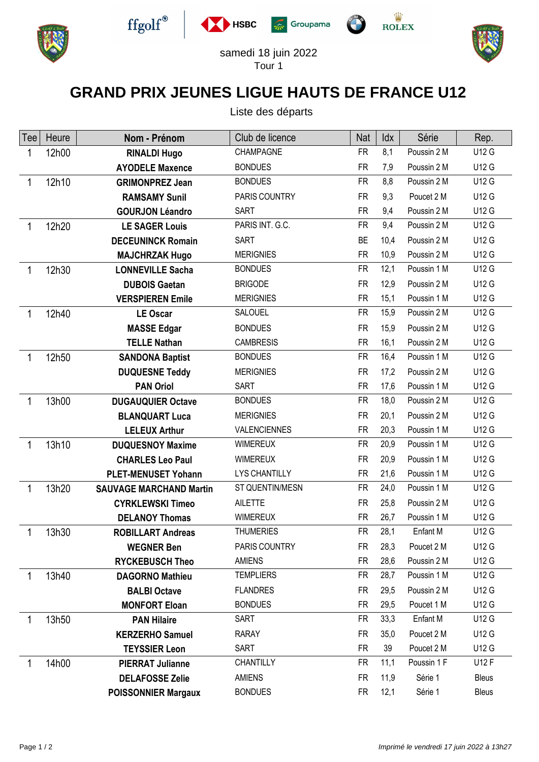samedi 18 juin 2022

Tour 1

# GRAND PRIX JEUNES LIGUE HAUTS DE FRANCE U12

Liste des départs

| Tee | Heure | Nom - Prénom | Club de licence | Nat | Idx | Série | Rep. |
|---|---|---|---|---|---|---|---|
| 1 | 12h00 | **RINALDI Hugo** | CHAMPAGNE | FR | 8,1 | Poussin 2 M | U12 G |
| | | **AYODELE Maxence** | BONDUES | FR | 7,9 | Poussin 2 M | U12 G |
| 1 | 12h10 | **GRIMONPREZ Jean** | BONDUES | FR | 8,8 | Poussin 2 M | U12 G |
| | | **RAMSAMY Sunil** | PARIS COUNTRY | FR | 9,3 | Poucet 2 M | U12 G |
| | | **GOURJON Léandro** | SART | FR | 9,4 | Poussin 2 M | U12 G |
| 1 | 12h20 | **LE SAGER Louis** | PARIS INT. G.C. | FR | 9,4 | Poussin 2 M | U12 G |
| | | **DECEUNINCK Romain** | SART | BE | 10,4 | Poussin 2 M | U12 G |
| | | **MAJCHRZAK Hugo** | MERIGNIES | FR | 10,9 | Poussin 2 M | U12 G |
| 1 | 12h30 | **LONNEVILLE Sacha** | BONDUES | FR | 12,1 | Poussin 1 M | U12 G |
| | | **DUBOIS Gaetan** | BRIGODE | FR | 12,9 | Poussin 2 M | U12 G |
| | | **VERSPIEREN Emile** | MERIGNIES | FR | 15,1 | Poussin 1 M | U12 G |
| 1 | 12h40 | **LE Oscar** | SALOUEL | FR | 15,9 | Poussin 2 M | U12 G |
| | | **MASSE Edgar** | BONDUES | FR | 15,9 | Poussin 2 M | U12 G |
| | | **TELLE Nathan** | CAMBRESIS | FR | 16,1 | Poussin 2 M | U12 G |
| 1 | 12h50 | **SANDONA Baptist** | BONDUES | FR | 16,4 | Poussin 1 M | U12 G |
| | | **DUQUESNE Teddy** | MERIGNIES | FR | 17,2 | Poussin 2 M | U12 G |
| | | **PAN Oriol** | SART | FR | 17,6 | Poussin 1 M | U12 G |
| 1 | 13h00 | **DUGAUQUIER Octave** | BONDUES | FR | 18,0 | Poussin 2 M | U12 G |
| | | **BLANQUART Luca** | MERIGNIES | FR | 20,1 | Poussin 2 M | U12 G |
| | | **LELEUX Arthur** | VALENCIENNES | FR | 20,3 | Poussin 1 M | U12 G |
| 1 | 13h10 | **DUQUESNOY Maxime** | WIMEREUX | FR | 20,9 | Poussin 1 M | U12 G |
| | | **CHARLES Leo Paul** | WIMEREUX | FR | 20,9 | Poussin 1 M | U12 G |
| | | **PLET-MENUSET Yohann** | LYS CHANTILLY | FR | 21,6 | Poussin 1 M | U12 G |
| 1 | 13h20 | **SAUVAGE MARCHAND Martin** | ST QUENTIN/MESN | FR | 24,0 | Poussin 1 M | U12 G |
| | | **CYRKLEWSKI Timeo** | AILETTE | FR | 25,8 | Poussin 2 M | U12 G |
| | | **DELANOY Thomas** | WIMEREUX | FR | 26,7 | Poussin 1 M | U12 G |
| 1 | 13h30 | **ROBILLART Andreas** | THUMERIES | FR | 28,1 | Enfant M | U12 G |
| | | **WEGNER Ben** | PARIS COUNTRY | FR | 28,3 | Poucet 2 M | U12 G |
| | | **RYCKEBUSCH Theo** | AMIENS | FR | 28,6 | Poussin 2 M | U12 G |
| 1 | 13h40 | **DAGORNO Mathieu** | TEMPLIERS | FR | 28,7 | Poussin 1 M | U12 G |
| | | **BALBI Octave** | FLANDRES | FR | 29,5 | Poussin 2 M | U12 G |
| | | **MONFORT Eloan** | BONDUES | FR | 29,5 | Poucet 1 M | U12 G |
| 1 | 13h50 | **PAN Hilaire** | SART | FR | 33,3 | Enfant M | U12 G |
| | | **KERZERHO Samuel** | RARAY | FR | 35,0 | Poucet 2 M | U12 G |
| | | **TEYSSIER Leon** | SART | FR | 39 | Poucet 2 M | U12 G |
| 1 | 14h00 | **PIERRAT Julianne** | CHANTILLY | FR | 11,1 | Poussin 1 F | U12 F |
| | | **DELAFOSSE Zelie** | AMIENS | FR | 11,9 | Série 1 | Bleus |
| | | **POISSONNIER Margaux** | BONDUES | FR | 12,1 | Série 1 | Bleus |

*Imprimé le vendredi 17 juin 2022 à 13h27*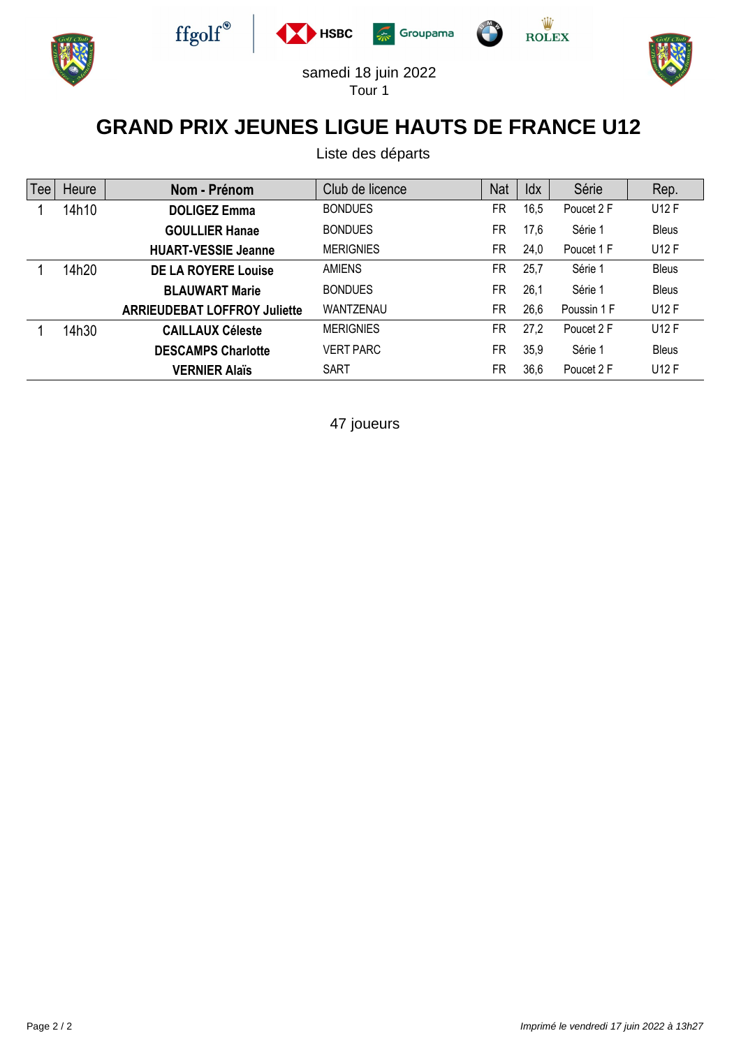samedi 18 juin 2022
Tour 1

# GRAND PRIX JEUNES LIGUE HAUTS DE FRANCE U12

Liste des départs

| Tee | Heure | Nom - Prénom | Club de licence | Nat | Idx | Série | Rep. |
|---|---|---|---|---|---|---|---|
| 1 | 14h10 | **DOLIGEZ Emma** | BONDUES | FR | 16,5 | Poucet 2 F | U12 F |
| | | **GOULLIER Hanae** | BONDUES | FR | 17,6 | Série 1 | Bleus |
| | | **HUART-VESSIE Jeanne** | MERIGNIES | FR | 24,0 | Poucet 1 F | U12 F |
| 1 | 14h20 | **DE LA ROYERE Louise** | AMIENS | FR | 25,7 | Série 1 | Bleus |
| | | **BLAUWART Marie** | BONDUES | FR | 26,1 | Série 1 | Bleus |
| | | **ARRIEUDEBAT LOFFROY Juliette** | WANTZENAU | FR | 26,6 | Poussin 1 F | U12 F |
| 1 | 14h30 | **CAILLAUX Céleste** | MERIGNIES | FR | 27,2 | Poucet 2 F | U12 F |
| | | **DESCAMPS Charlotte** | VERT PARC | FR | 35,9 | Série 1 | Bleus |
| | | **VERNIER Alaïs** | SART | FR | 36,6 | Poucet 2 F | U12 F |

47 joueurs

*Imprimé le vendredi 17 juin 2022 à 13h27*